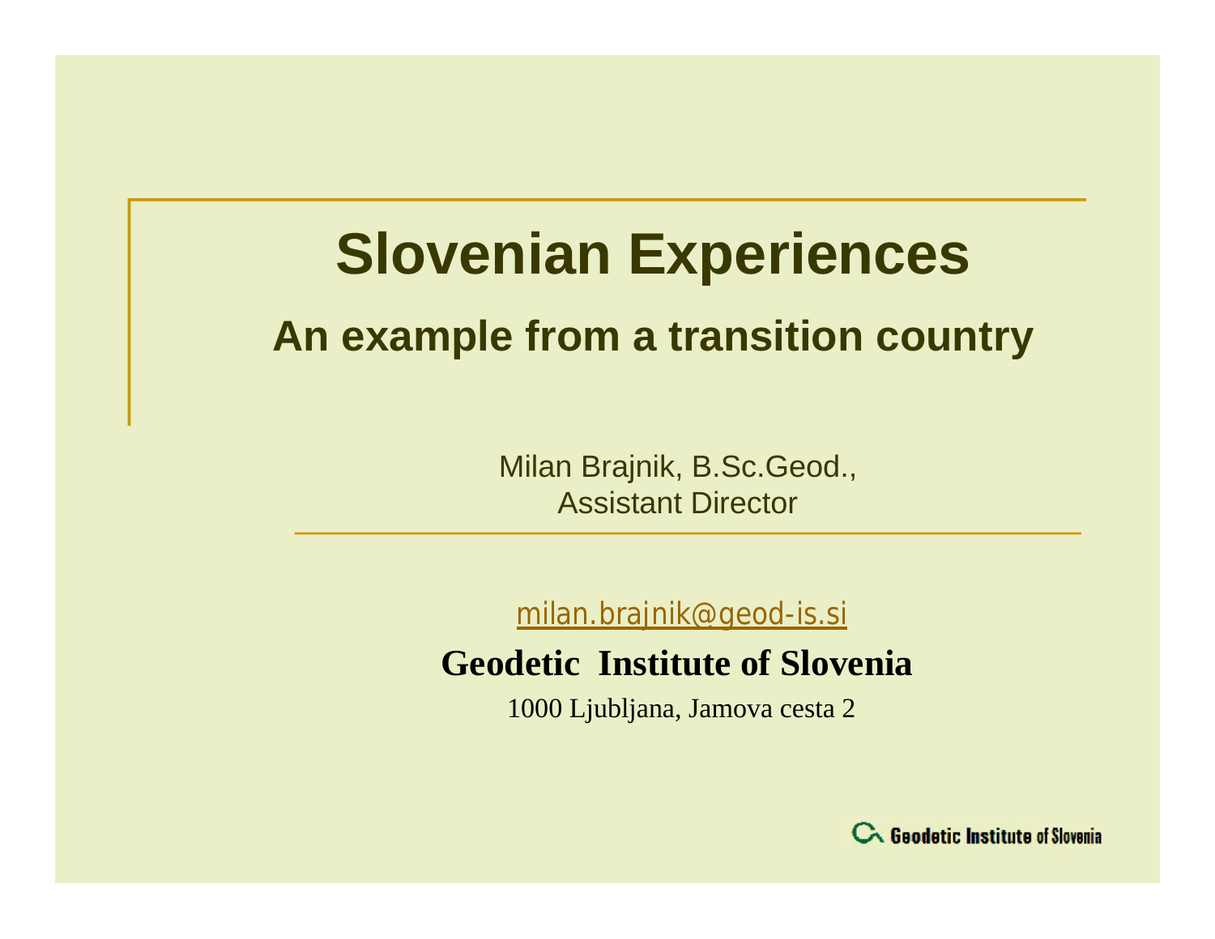# Slovenian Experiences

## An example from a transition country

Milan Brajnik, B.Sc.Geod.,
Assistant Director

milan.brajnik@geod-is.si

**Geodetic Institute of Slovenia**

1000 Ljubljana, Jamova cesta 2

Geodetic Institute of Slovenia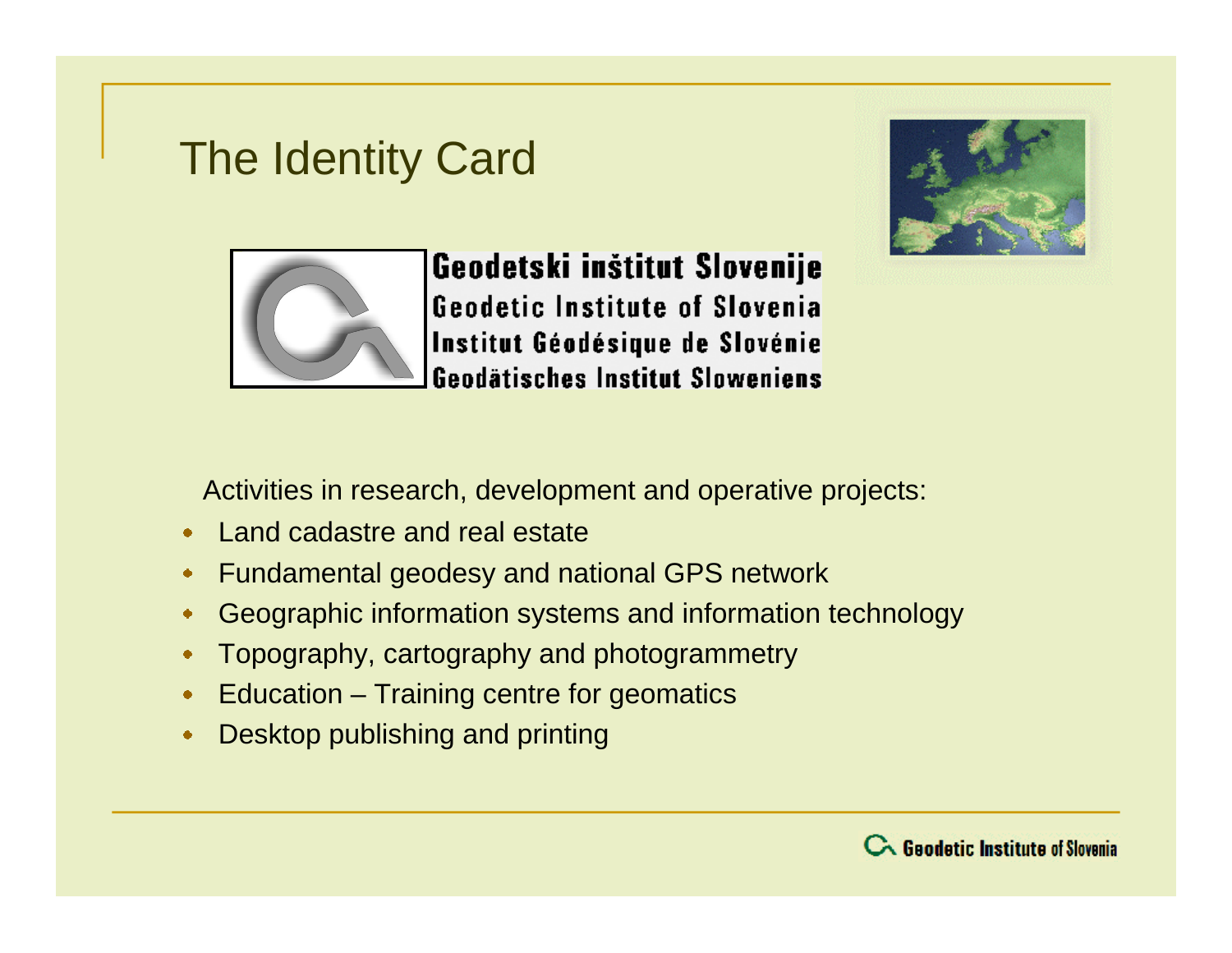# The Identity Card

**Geodetski inštitut Slovenije**
Geodetic Institute of Slovenia
Institut Géodésique de Slovénie
Geodätisches Institut Sloweniens

Activities in research, development and operative projects:

- Land cadastre and real estate
- Fundamental geodesy and national GPS network
- Geographic information systems and information technology
- Topography, cartography and photogrammetry
- Education – Training centre for geomatics
- Desktop publishing and printing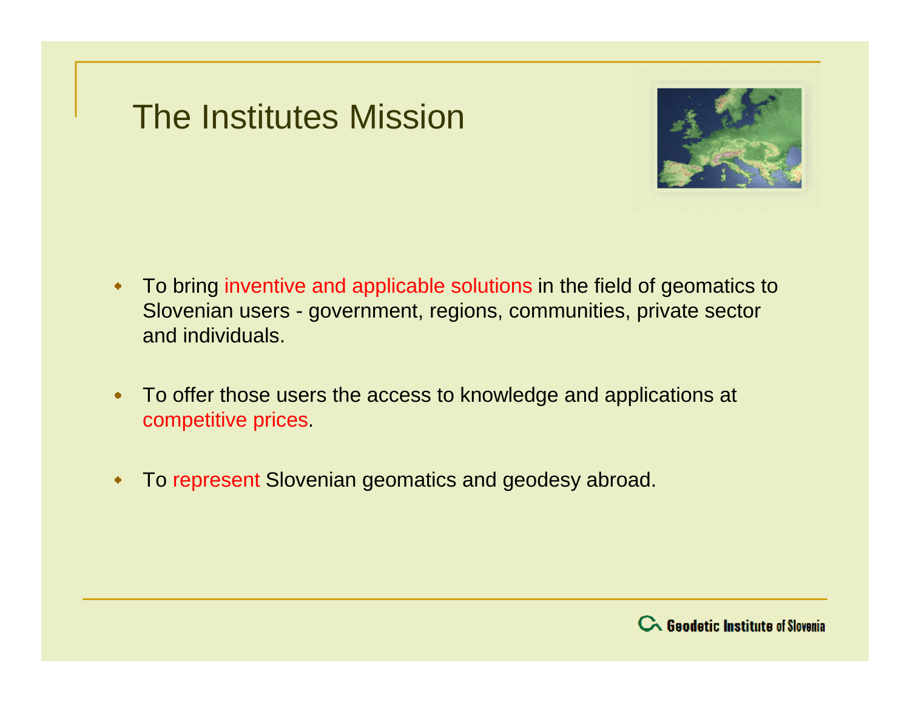# The Institutes Mission

- To bring inventive and applicable solutions in the field of geomatics to Slovenian users - government, regions, communities, private sector and individuals.
- To offer those users the access to knowledge and applications at competitive prices.
- To represent Slovenian geomatics and geodesy abroad.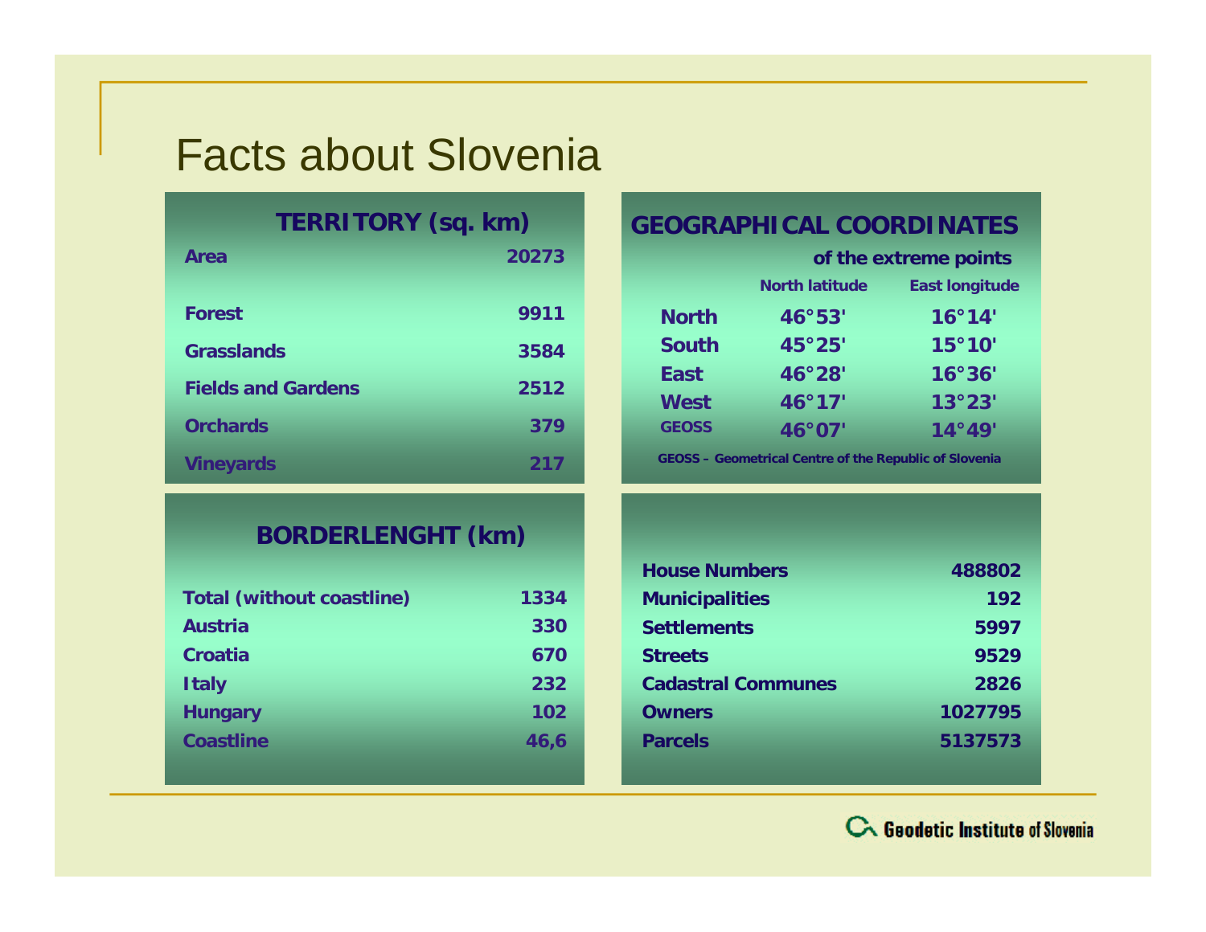# Facts about Slovenia

| TERRITORY (sq. km) | |
|---|---|
| Area | 20273 |
| Forest | 9911 |
| Grasslands | 3584 |
| Fields and Gardens | 2512 |
| Orchards | 379 |
| Vineyards | 217 |

**GEOGRAPHICAL COORDINATES**

of the extreme points

| | North latitude | East longitude |
|---|---|---|
| North | 46°53' | 16°14' |
| South | 45°25' | 15°10' |
| East | 46°28' | 16°36' |
| West | 46°17' | 13°23' |
| GEOSS | 46°07' | 14°49' |

GEOSS – Geometrical Centre of the Republic of Slovenia

| BORDERLENGHT (km) | |
|---|---|
| Total (without coastline) | 1334 |
| Austria | 330 |
| Croatia | 670 |
| Italy | 232 |
| Hungary | 102 |
| Coastline | 46,6 |

| | |
|---|---|
| House Numbers | 488802 |
| Municipalities | 192 |
| Settlements | 5997 |
| Streets | 9529 |
| Cadastral Communes | 2826 |
| Owners | 1027795 |
| Parcels | 5137573 |

Geodetic Institute of Slovenia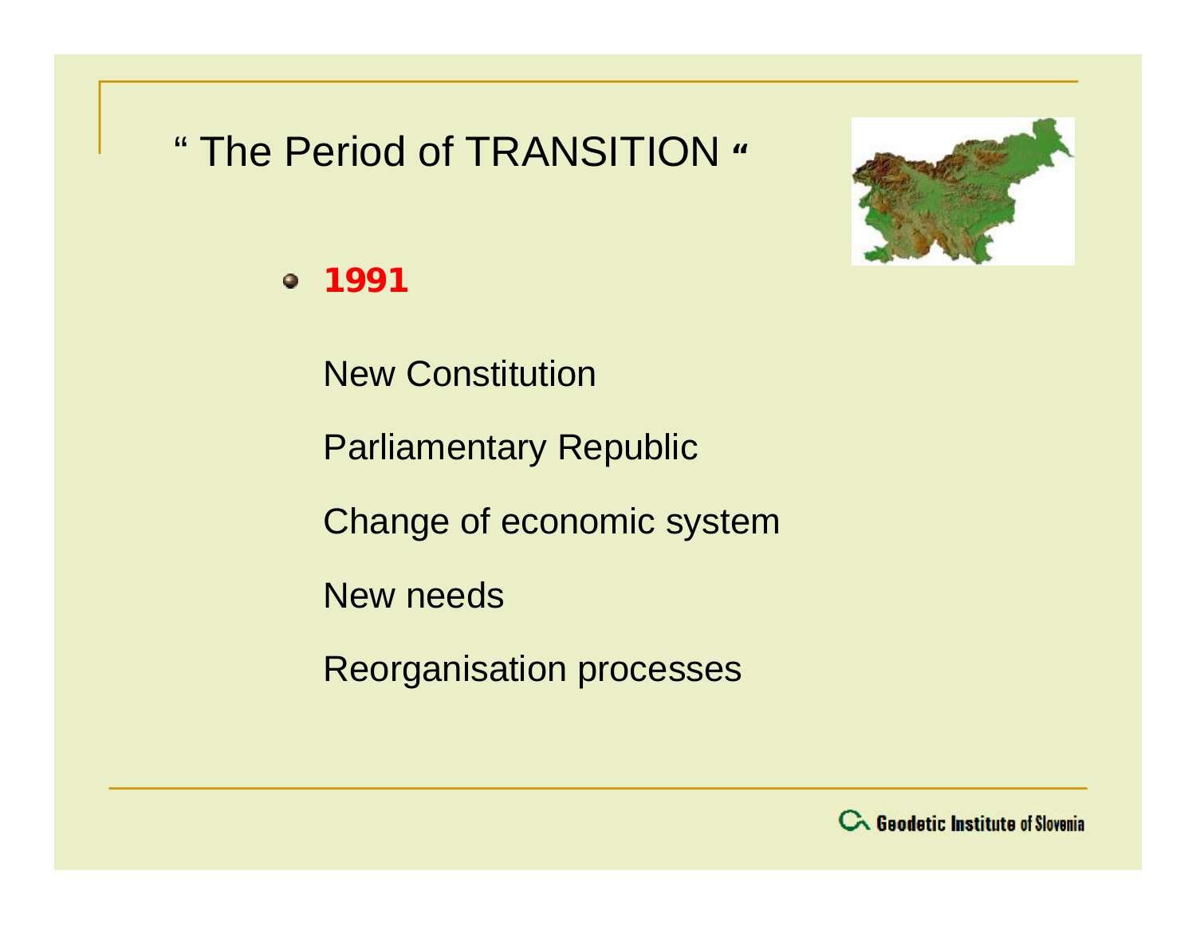# " The Period of TRANSITION "

- **1991**

  New Constitution

  Parliamentary Republic

  Change of economic system

  New needs

  Reorganisation processes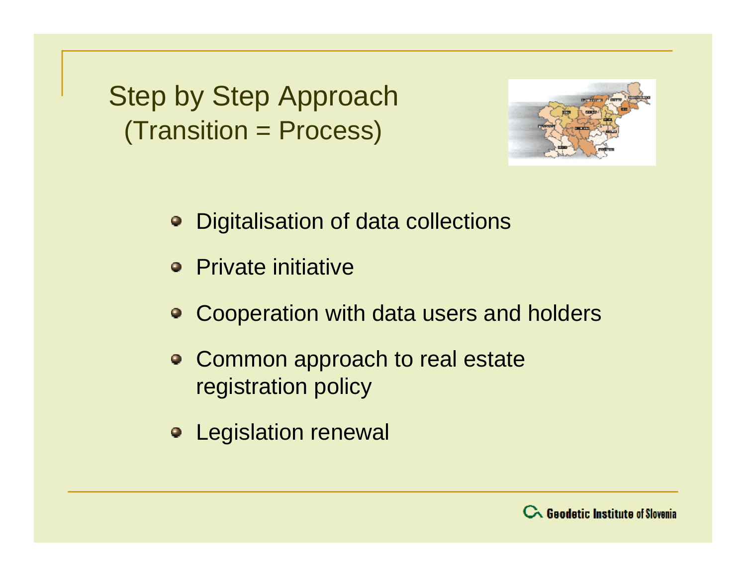# Step by Step Approach (Transition = Process)

- Digitalisation of data collections
- Private initiative
- Cooperation with data users and holders
- Common approach to real estate registration policy
- Legislation renewal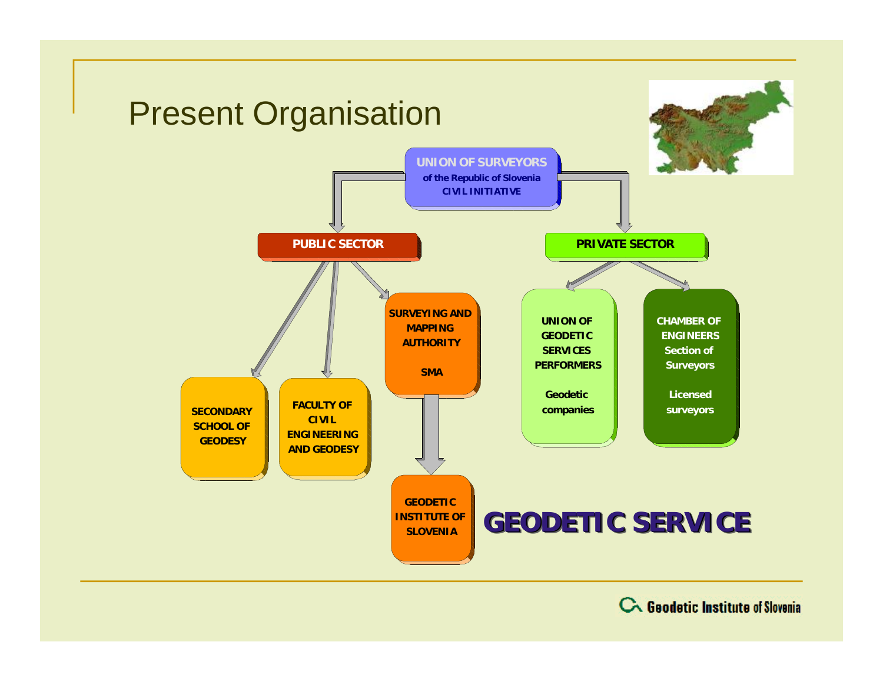# Present Organisation

**UNION OF SURVEYORS**
**of the Republic of Slovenia**
**CIVIL INITIATIVE**

- **PUBLIC SECTOR**
  - **SECONDARY SCHOOL OF GEODESY**
  - **FACULTY OF CIVIL ENGINEERING AND GEODESY**
  - **SURVEYING AND MAPPING AUTHORITY**
    **SMA**
    - **GEODETIC INSTITUTE OF SLOVENIA**
- **PRIVATE SECTOR**
  - **UNION OF GEODETIC SERVICES PERFORMERS**
    **Geodetic companies**
  - **CHAMBER OF ENGINEERS Section of Surveyors**
    **Licensed surveyors**

## GEODETIC SERVICE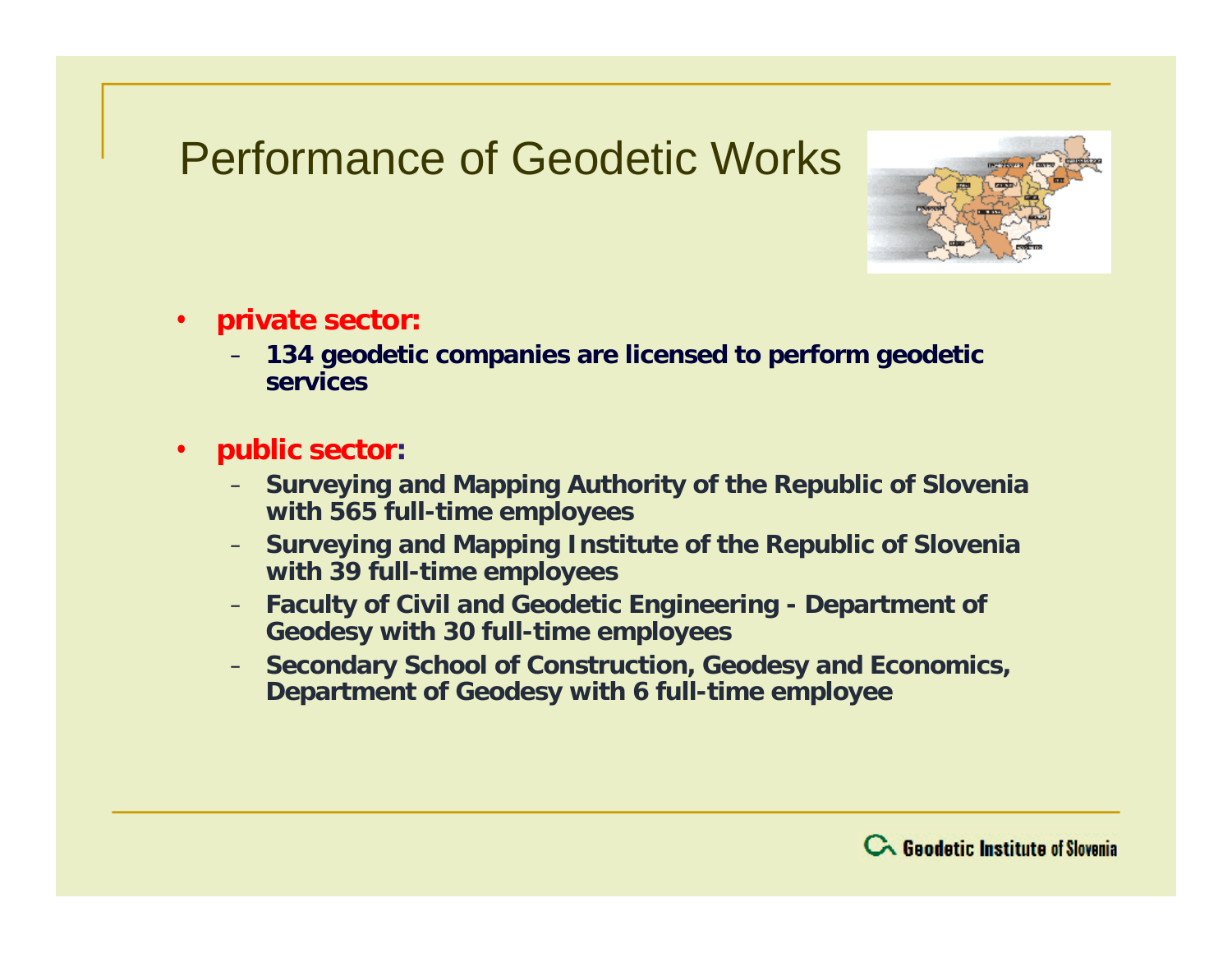# Performance of Geodetic Works

- **private sector:**
  - **134 geodetic companies are licensed to perform geodetic services**

- **public sector:**
  - **Surveying and Mapping Authority of the Republic of Slovenia with 565 full-time employees**
  - **Surveying and Mapping Institute of the Republic of Slovenia with 39 full-time employees**
  - **Faculty of Civil and Geodetic Engineering - Department of Geodesy with 30 full-time employees**
  - **Secondary School of Construction, Geodesy and Economics, Department of Geodesy with 6 full-time employee**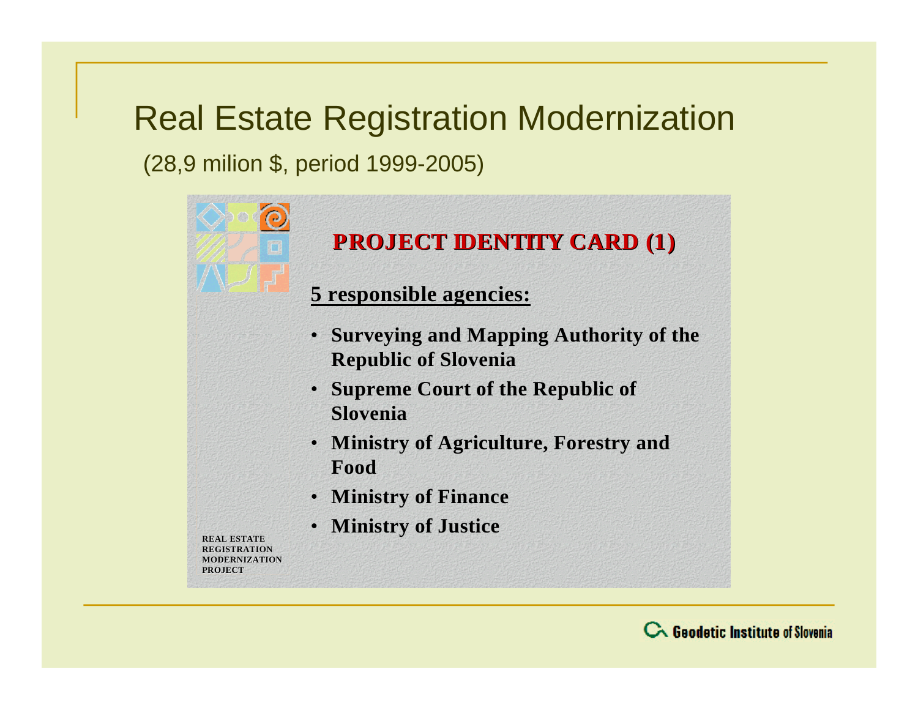# Real Estate Registration Modernization

(28,9 milion $, period 1999-2005)

## PROJECT IDENTITY CARD (1)

**5 responsible agencies:**

- **Surveying and Mapping Authority of the Republic of Slovenia**
- **Supreme Court of the Republic of Slovenia**
- **Ministry of Agriculture, Forestry and Food**
- **Ministry of Finance**
- **Ministry of Justice**

**REAL ESTATE REGISTRATION MODERNIZATION PROJECT**

Geodetic Institute of Slovenia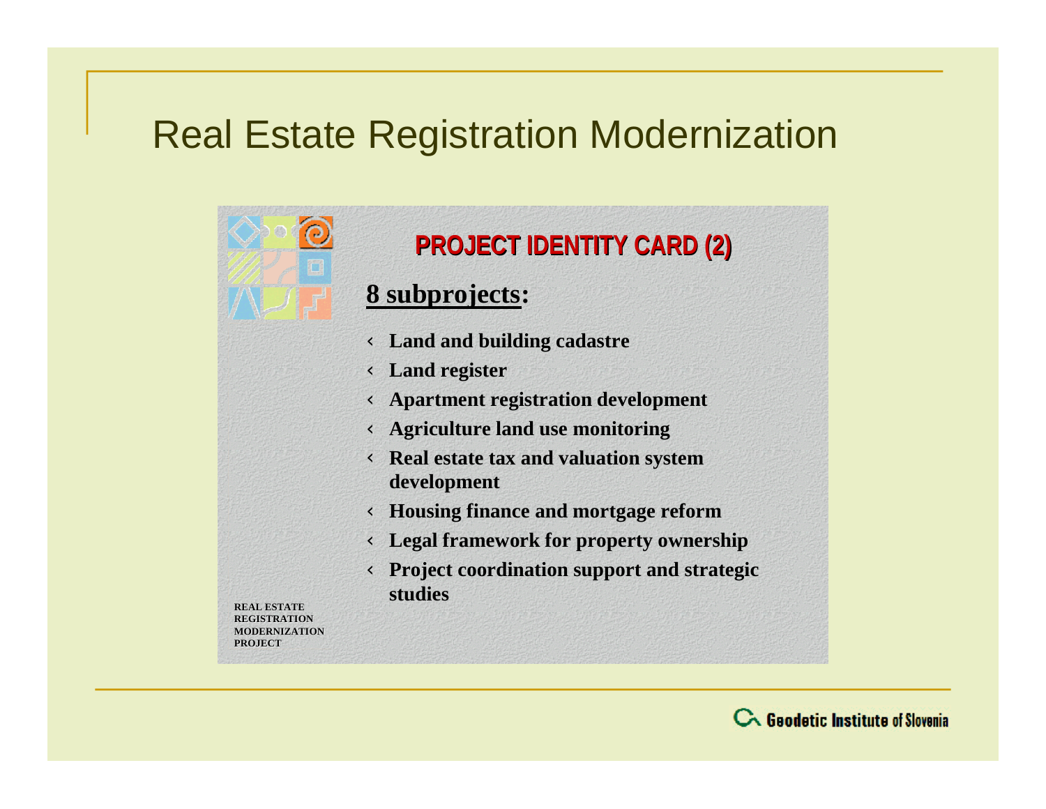# Real Estate Registration Modernization

## PROJECT IDENTITY CARD (2)

**8 subprojects:**

- **Land and building cadastre**
- **Land register**
- **Apartment registration development**
- **Agriculture land use monitoring**
- **Real estate tax and valuation system development**
- **Housing finance and mortgage reform**
- **Legal framework for property ownership**
- **Project coordination support and strategic studies**

**REAL ESTATE REGISTRATION MODERNIZATION PROJECT**

Geodetic Institute of Slovenia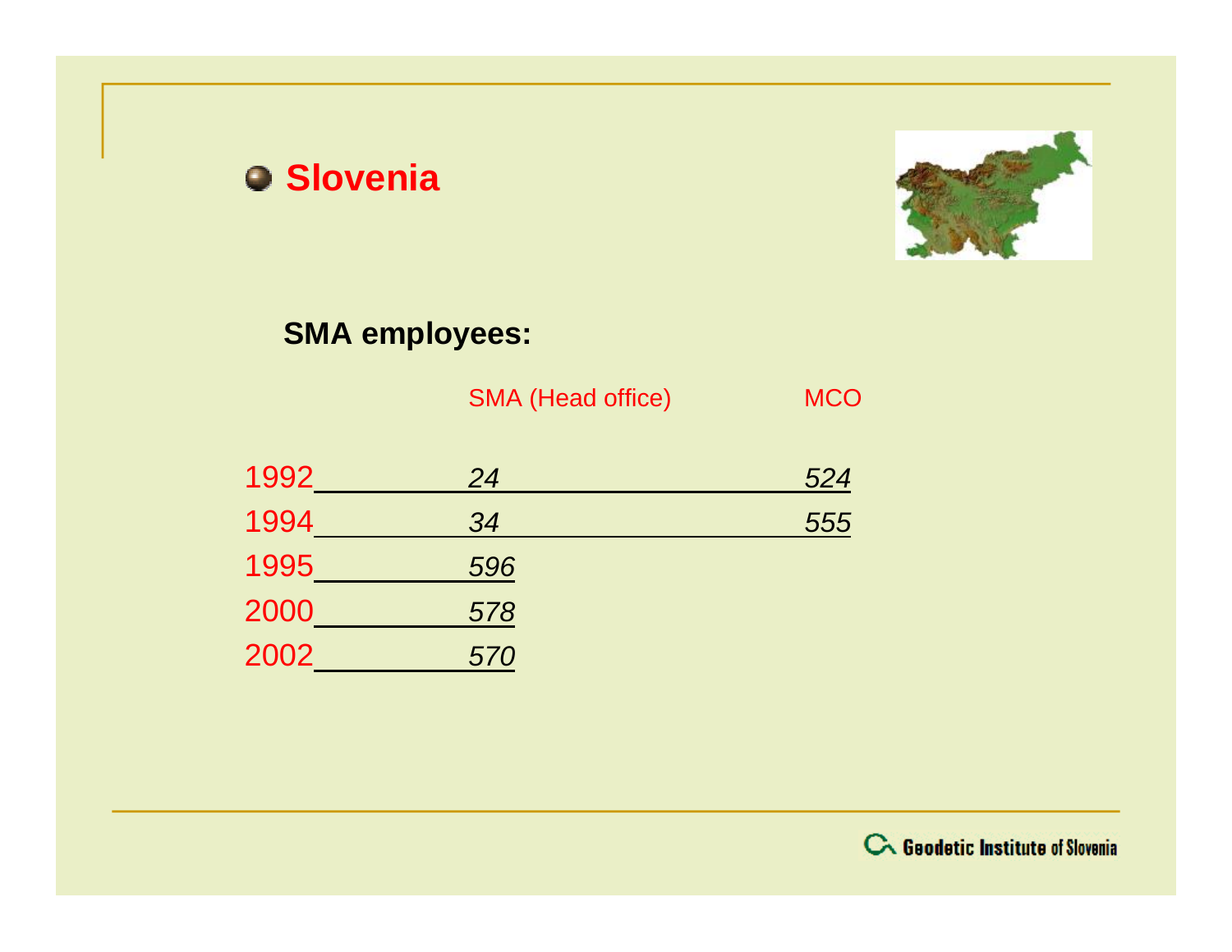## Slovenia

**SMA employees:**

| | SMA (Head office) | MCO |
|---|---|---|
| 1992 | *24* | *524* |
| 1994 | *34* | *555* |
| 1995 | *596* | |
| 2000 | *578* | |
| 2002 | *570* | |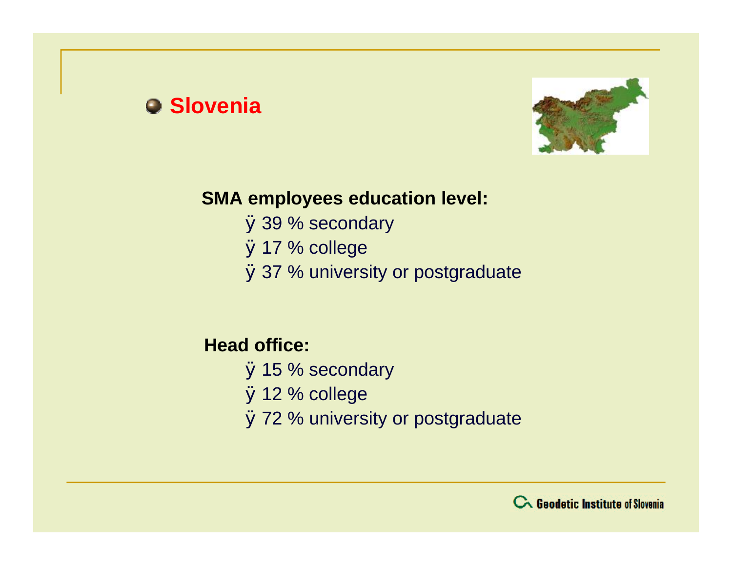## Slovenia

**SMA employees education level:**

- 39 % secondary
- 17 % college
- 37 % university or postgraduate

**Head office:**

- 15 % secondary
- 12 % college
- 72 % university or postgraduate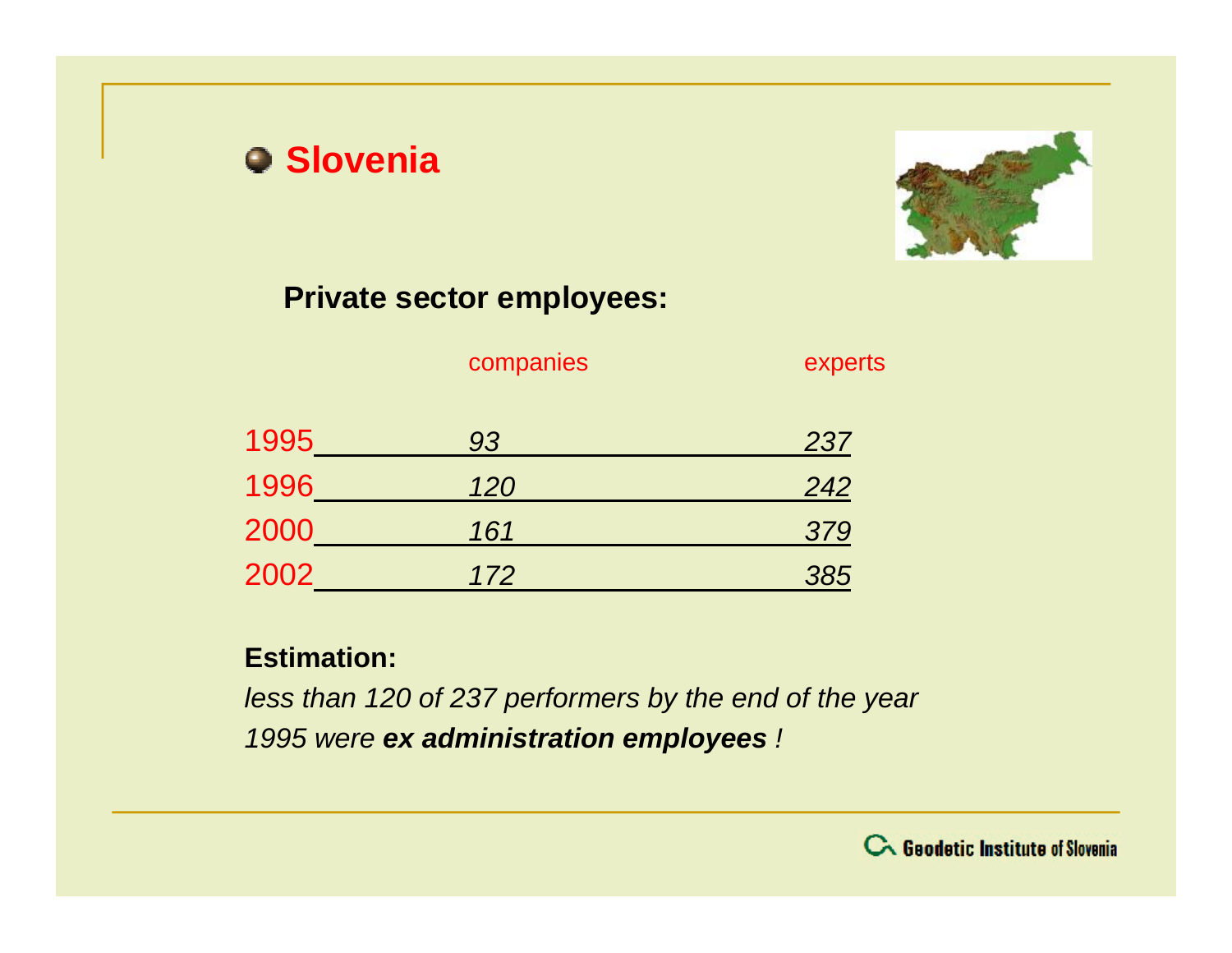## Slovenia

### Private sector employees:

| | companies | experts |
|---|---|---|
| 1995 | *93* | *237* |
| 1996 | *120* | *242* |
| 2000 | *161* | *379* |
| 2002 | *172* | *385* |

**Estimation:**

*less than 120 of 237 performers by the end of the year 1995 were* ***ex administration employees*** *!*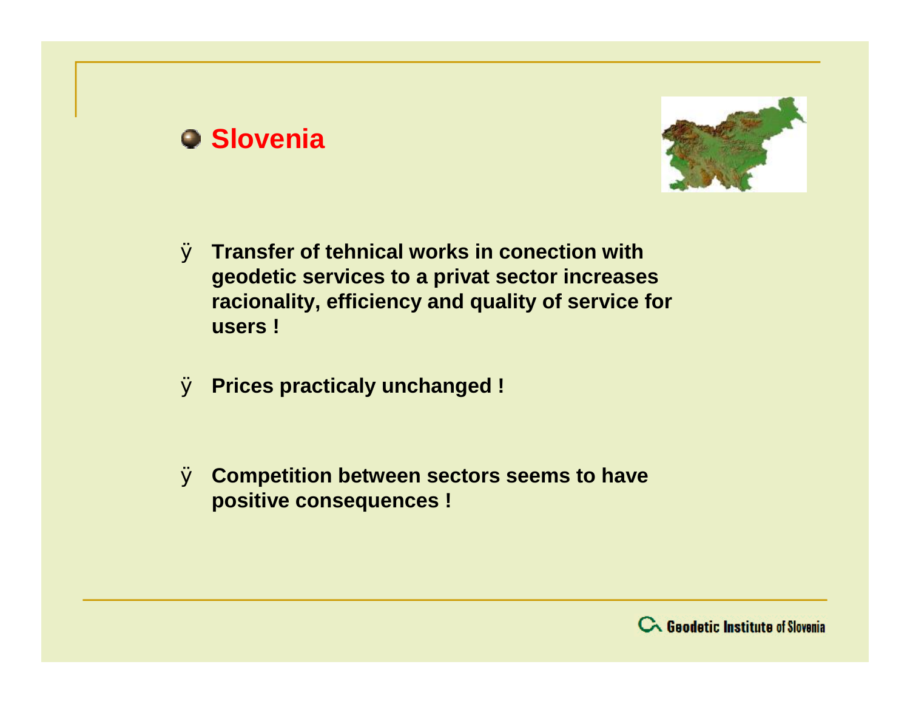# Slovenia

- Transfer of tehnical works in conection with geodetic services to a privat sector increases racionality, efficiency and quality of service for users !

- Prices practicaly unchanged !

- Competition between sectors seems to have positive consequences !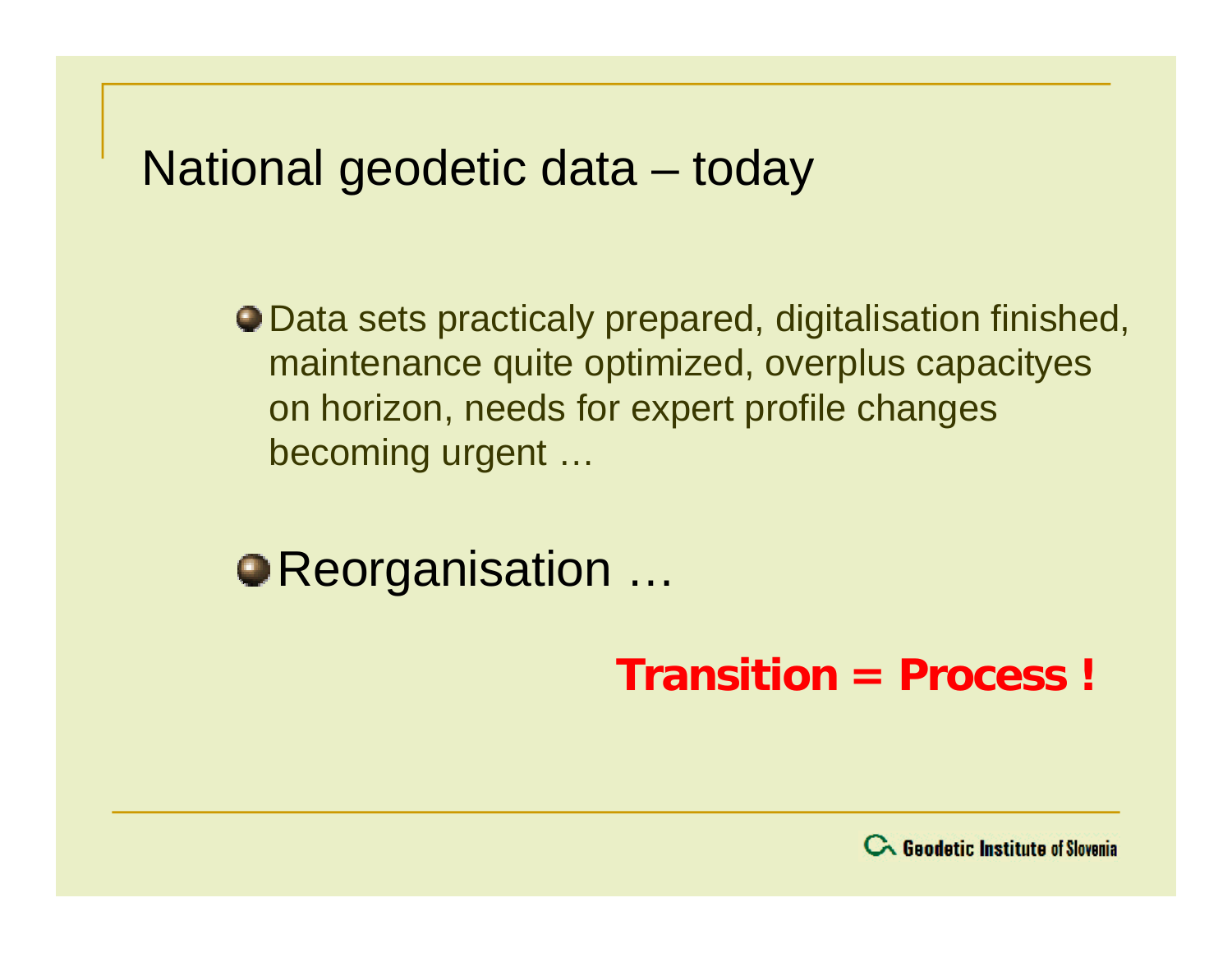# National geodetic data – today

- Data sets practicaly prepared, digitalisation finished, maintenance quite optimized, overplus capacityes on horizon, needs for expert profile changes becoming urgent …

- Reorganisation …

**Transition = Process !**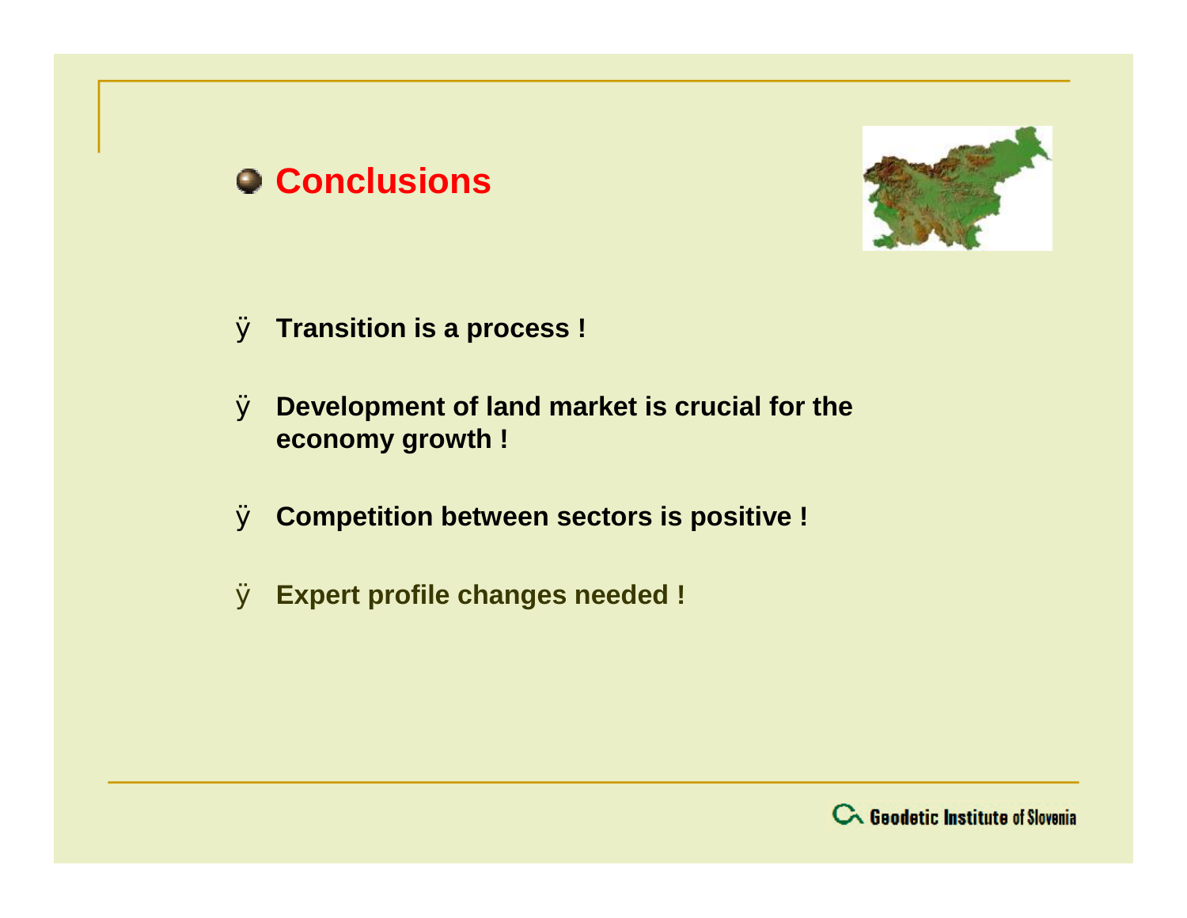## Conclusions

- **Transition is a process !**
- **Development of land market is crucial for the economy growth !**
- **Competition between sectors is positive !**
- **Expert profile changes needed !**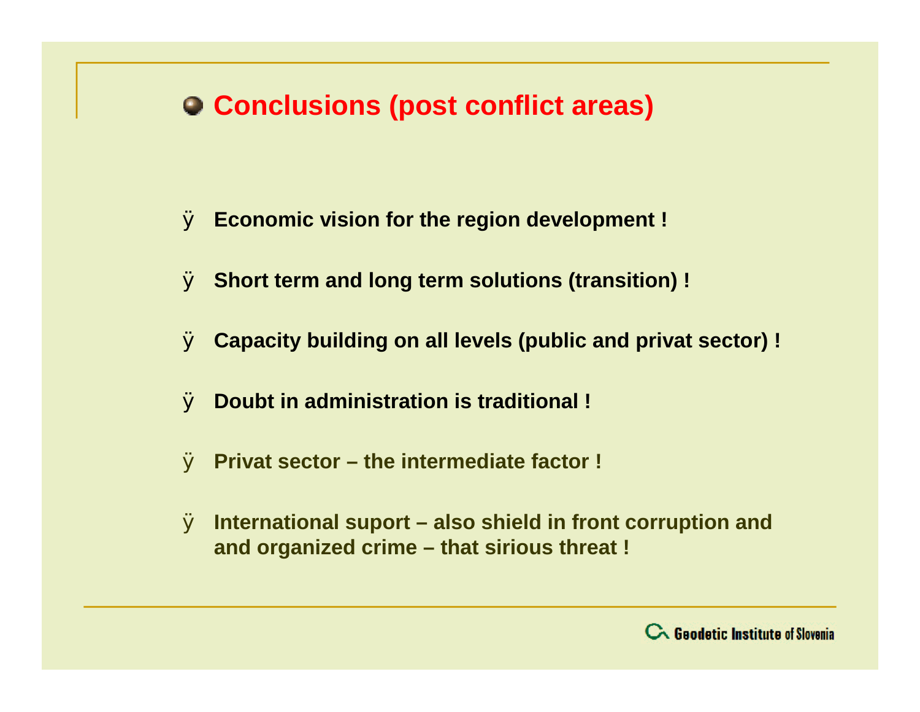# Conclusions (post conflict areas)

- **Economic vision for the region development !**
- **Short term and long term solutions (transition) !**
- **Capacity building on all levels (public and privat sector) !**
- **Doubt in administration is traditional !**
- **Privat sector – the intermediate factor !**
- **International suport – also shield in front corruption and and organized crime – that sirious threat !**

Geodetic Institute of Slovenia